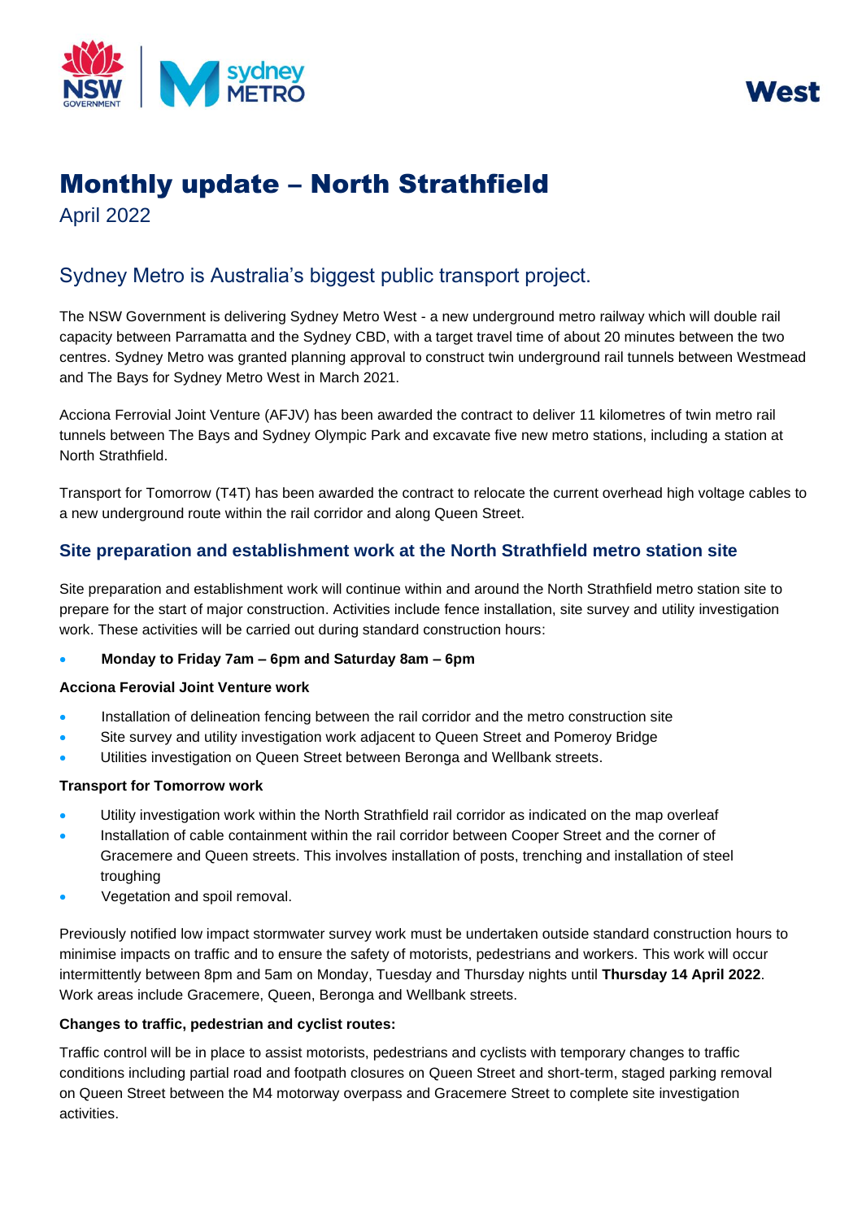West

# Monthly update – North Strathfield

April 2022

## Sydney Metro is Australia's biggest public transport project.

The NSW Government is delivering Sydney Metro West - a new underground metro railway which will double rail capacity between Parramatta and the Sydney CBD, with a target travel time of about 20 minutes between the two centres. Sydney Metro was granted planning approval to construct twin underground rail tunnels between Westmead and The Bays for Sydney Metro West in March 2021.

Acciona Ferrovial Joint Venture (AFJV) has been awarded the contract to deliver 11 kilometres of twin metro rail tunnels between The Bays and Sydney Olympic Park and excavate five new metro stations, including a station at North Strathfield.

Transport for Tomorrow (T4T) has been awarded the contract to relocate the current overhead high voltage cables to a new underground route within the rail corridor and along Queen Street.

### Site preparation and establishment work at the North Strathfield metro station site

Site preparation and establishment work will continue within and around the North Strathfield metro station site to prepare for the start of major construction. Activities include fence installation, site survey and utility investigation work. These activities will be carried out during standard construction hours:

- **Monday to Friday 7am – 6pm and Saturday 8am – 6pm**

**Acciona Ferovial Joint Venture work**

- Installation of delineation fencing between the rail corridor and the metro construction site
- Site survey and utility investigation work adjacent to Queen Street and Pomeroy Bridge
- Utilities investigation on Queen Street between Beronga and Wellbank streets.

**Transport for Tomorrow work**

- Utility investigation work within the North Strathfield rail corridor as indicated on the map overleaf
- Installation of cable containment within the rail corridor between Cooper Street and the corner of Gracemere and Queen streets. This involves installation of posts, trenching and installation of steel troughing
- Vegetation and spoil removal.

Previously notified low impact stormwater survey work must be undertaken outside standard construction hours to minimise impacts on traffic and to ensure the safety of motorists, pedestrians and workers. This work will occur intermittently between 8pm and 5am on Monday, Tuesday and Thursday nights until **Thursday 14 April 2022**. Work areas include Gracemere, Queen, Beronga and Wellbank streets.

**Changes to traffic, pedestrian and cyclist routes:**

Traffic control will be in place to assist motorists, pedestrians and cyclists with temporary changes to traffic conditions including partial road and footpath closures on Queen Street and short-term, staged parking removal on Queen Street between the M4 motorway overpass and Gracemere Street to complete site investigation activities.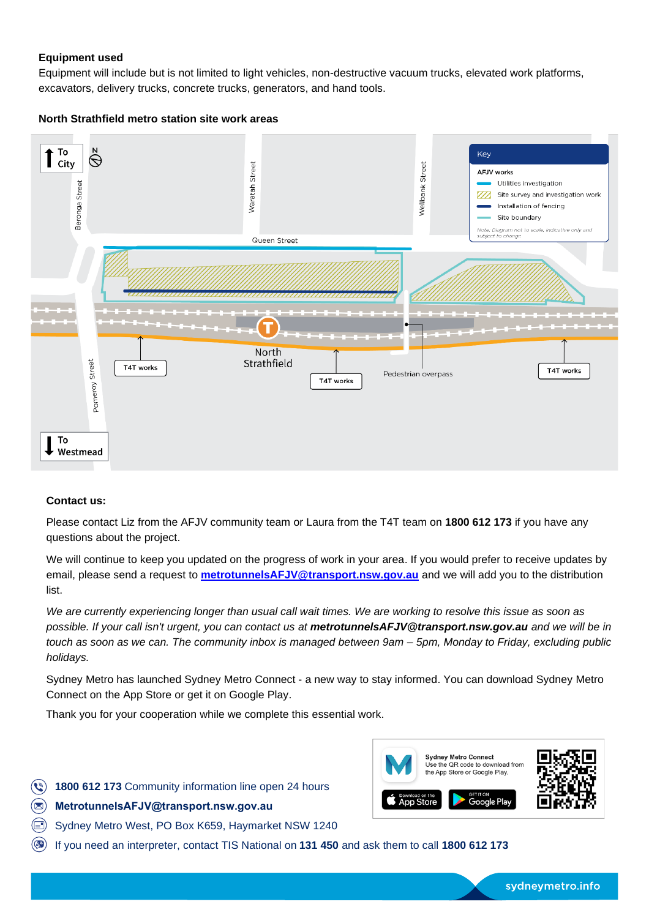**Equipment used**

Equipment will include but is not limited to light vehicles, non-destructive vacuum trucks, elevated work platforms, excavators, delivery trucks, concrete trucks, generators, and hand tools.

**North Strathfield metro station site work areas**

To City
N
Beronga Street
Waratah Street
Wellbank Street
Queen Street
Key
AFJV works
Utilities investigation
Site survey and investigation work
Installation of fencing
Site boundary
Note: Diagram not to scale, indicative only and subject to change
North Strathfield
T4T works
T4T works
Pedestrian overpass
T4T works
Pomeroy Street
To Westmead

**Contact us:**

Please contact Liz from the AFJV community team or Laura from the T4T team on **1800 612 173** if you have any questions about the project.

We will continue to keep you updated on the progress of work in your area. If you would prefer to receive updates by email, please send a request to **metrotunnelsAFJV@transport.nsw.gov.au** and we will add you to the distribution list.

*We are currently experiencing longer than usual call wait times. We are working to resolve this issue as soon as possible. If your call isn't urgent, you can contact us at* ***metrotunnelsAFJV@transport.nsw.gov.au*** *and we will be in touch as soon as we can. The community inbox is managed between 9am – 5pm, Monday to Friday, excluding public holidays.*

Sydney Metro has launched Sydney Metro Connect - a new way to stay informed. You can download Sydney Metro Connect on the App Store or get it on Google Play.

Thank you for your cooperation while we complete this essential work.

**Sydney Metro Connect**
Use the QR code to download from the App Store or Google Play.

Download on the App Store
GET IT ON Google Play

**1800 612 173** Community information line open 24 hours

**MetrotunnelsAFJV@transport.nsw.gov.au**

Sydney Metro West, PO Box K659, Haymarket NSW 1240

If you need an interpreter, contact TIS National on **131 450** and ask them to call **1800 612 173**

sydneymetro.info